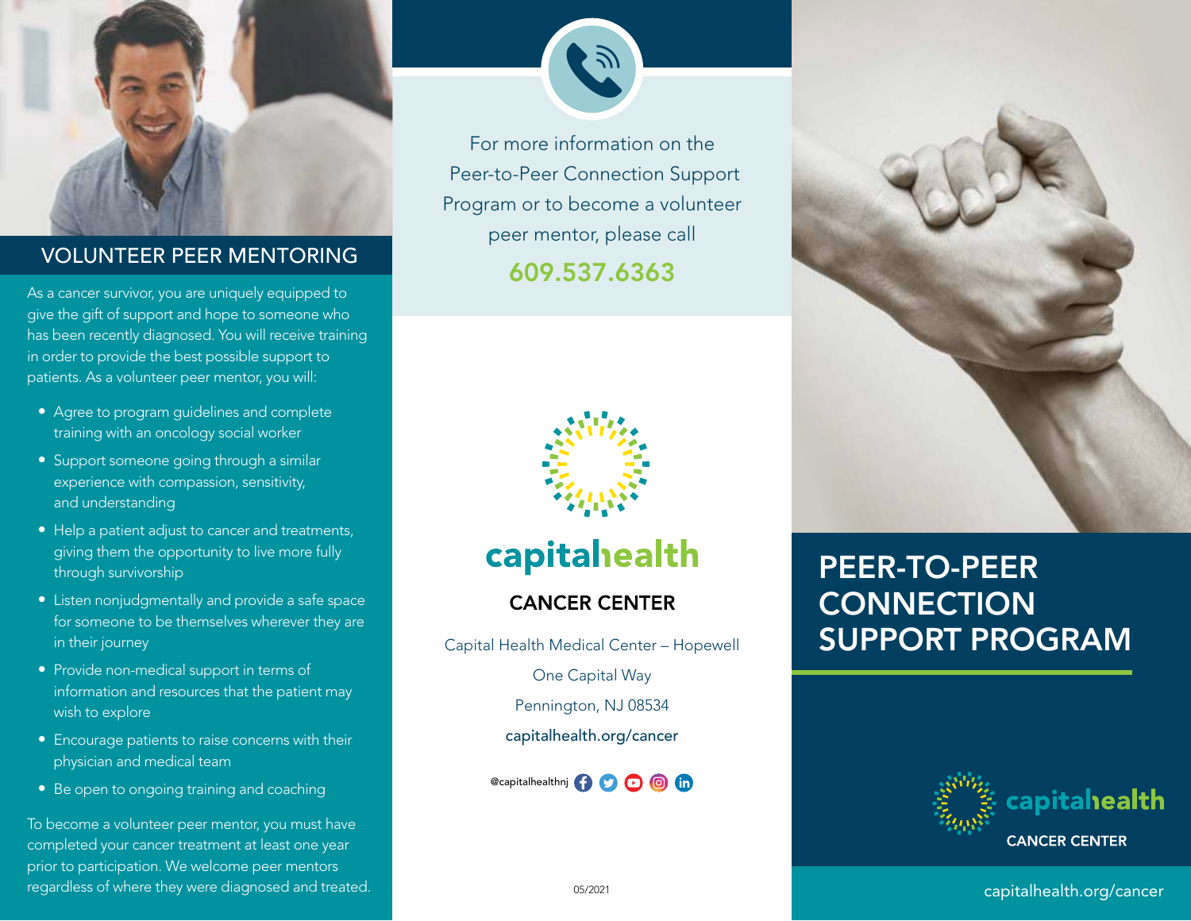## VOLUNTEER PEER MENTORING

As a cancer survivor, you are uniquely equipped to give the gift of support and hope to someone who has been recently diagnosed. You will receive training in order to provide the best possible support to patients. As a volunteer peer mentor, you will:

- Agree to program guidelines and complete training with an oncology social worker
- Support someone going through a similar experience with compassion, sensitivity, and understanding
- Help a patient adjust to cancer and treatments, giving them the opportunity to live more fully through survivorship
- Listen nonjudgmentally and provide a safe space for someone to be themselves wherever they are in their journey
- Provide non-medical support in terms of information and resources that the patient may wish to explore
- Encourage patients to raise concerns with their physician and medical team
- Be open to ongoing training and coaching

To become a volunteer peer mentor, you must have completed your cancer treatment at least one year prior to participation. We welcome peer mentors regardless of where they were diagnosed and treated.

For more information on the Peer-to-Peer Connection Support Program or to become a volunteer peer mentor, please call

**609.537.6363**

capitalhealth

CANCER CENTER

Capital Health Medical Center – Hopewell

One Capital Way

Pennington, NJ 08534

capitalhealth.org/cancer

@capitalhealthnj

05/2021

# PEER-TO-PEER CONNECTION SUPPORT PROGRAM

capitalhealth

CANCER CENTER

capitalhealth.org/cancer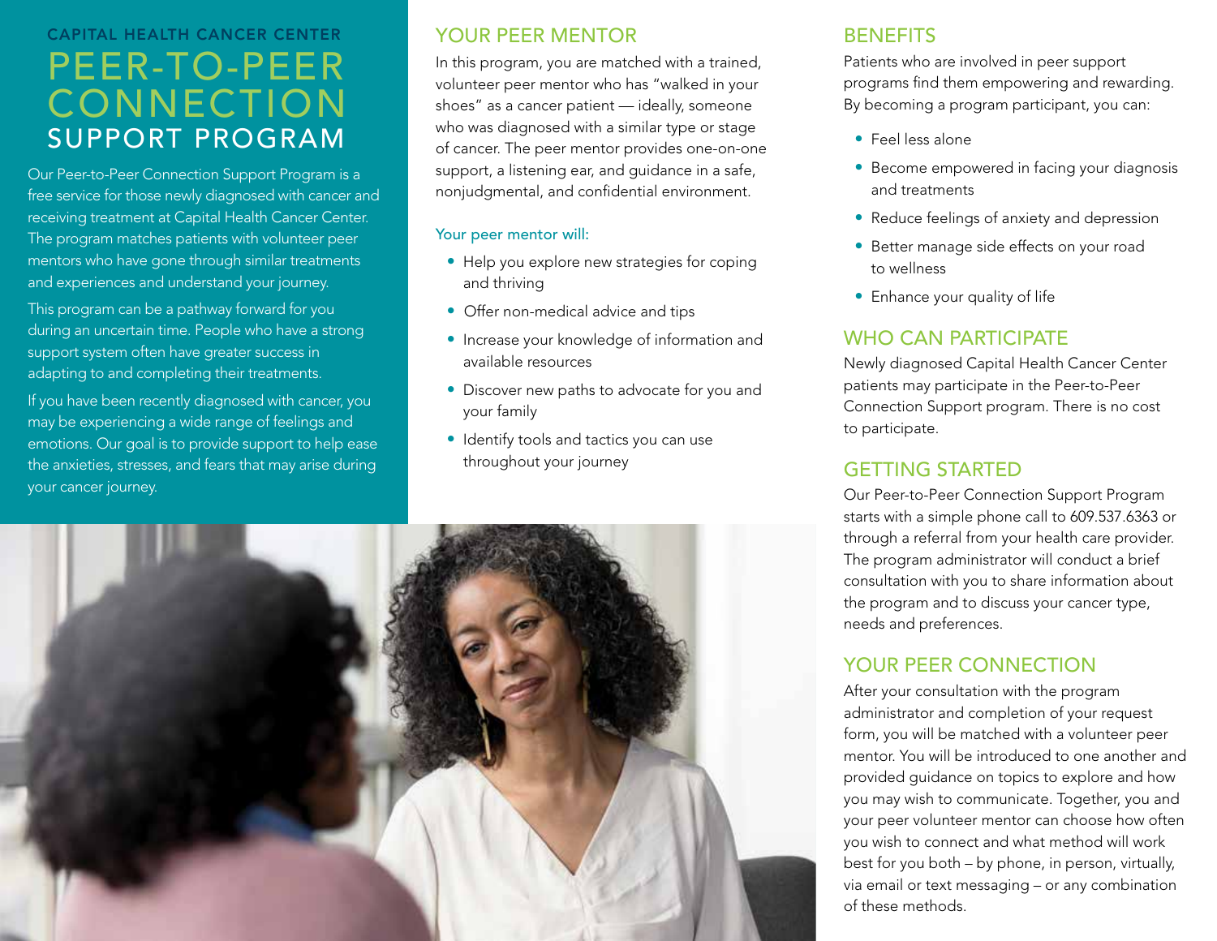CAPITAL HEALTH CANCER CENTER

# PEER-TO-PEER CONNECTION SUPPORT PROGRAM

Our Peer-to-Peer Connection Support Program is a free service for those newly diagnosed with cancer and receiving treatment at Capital Health Cancer Center. The program matches patients with volunteer peer mentors who have gone through similar treatments and experiences and understand your journey.

This program can be a pathway forward for you during an uncertain time. People who have a strong support system often have greater success in adapting to and completing their treatments.

If you have been recently diagnosed with cancer, you may be experiencing a wide range of feelings and emotions. Our goal is to provide support to help ease the anxieties, stresses, and fears that may arise during your cancer journey.

## YOUR PEER MENTOR

In this program, you are matched with a trained, volunteer peer mentor who has "walked in your shoes" as a cancer patient — ideally, someone who was diagnosed with a similar type or stage of cancer. The peer mentor provides one-on-one support, a listening ear, and guidance in a safe, nonjudgmental, and confidential environment.

### Your peer mentor will:

- Help you explore new strategies for coping and thriving
- Offer non-medical advice and tips
- Increase your knowledge of information and available resources
- Discover new paths to advocate for you and your family
- Identify tools and tactics you can use throughout your journey

## BENEFITS

Patients who are involved in peer support programs find them empowering and rewarding. By becoming a program participant, you can:

- Feel less alone
- Become empowered in facing your diagnosis and treatments
- Reduce feelings of anxiety and depression
- Better manage side effects on your road to wellness
- Enhance your quality of life

## WHO CAN PARTICIPATE

Newly diagnosed Capital Health Cancer Center patients may participate in the Peer-to-Peer Connection Support program. There is no cost to participate.

## GETTING STARTED

Our Peer-to-Peer Connection Support Program starts with a simple phone call to 609.537.6363 or through a referral from your health care provider. The program administrator will conduct a brief consultation with you to share information about the program and to discuss your cancer type, needs and preferences.

## YOUR PEER CONNECTION

After your consultation with the program administrator and completion of your request form, you will be matched with a volunteer peer mentor. You will be introduced to one another and provided guidance on topics to explore and how you may wish to communicate. Together, you and your peer volunteer mentor can choose how often you wish to connect and what method will work best for you both – by phone, in person, virtually, via email or text messaging – or any combination of these methods.